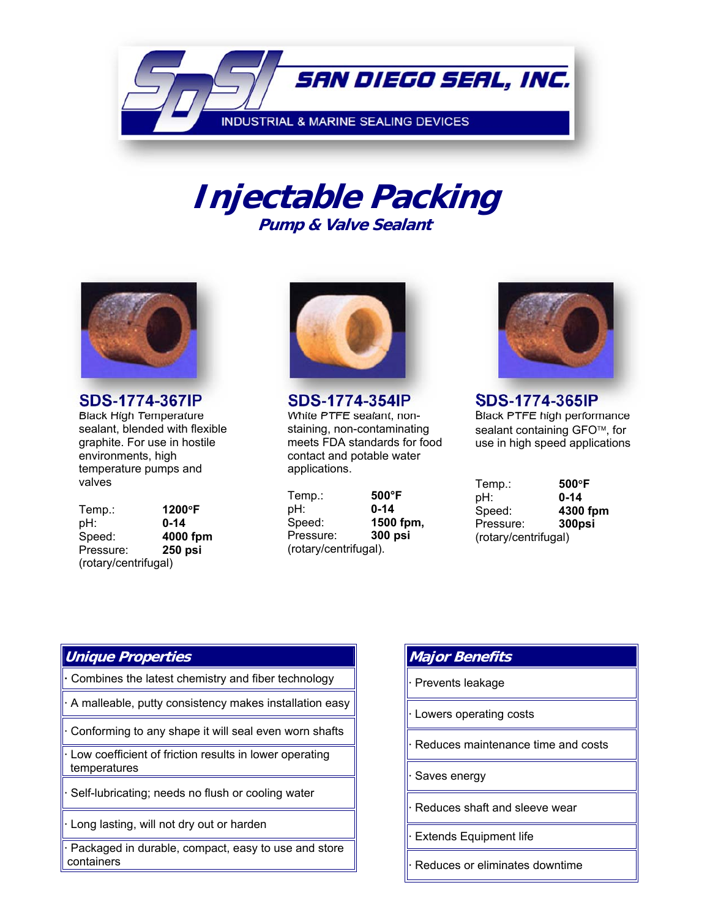SAN DIEGO SEAL, INC.

INDUSTRIAL & MARINE SEALING DEVICES

# *Injectable Packing*

## *Pump & Valve Sealant*

### SDS-1774-367IP

Black High Temperature sealant, blended with flexible graphite. For use in hostile environments, high temperature pumps and valves

| | |
|---|---|
| Temp.: | **1200°F** |
| pH: | **0-14** |
| Speed: | **4000 fpm** |
| Pressure: | **250 psi** |

(rotary/centrifugal)

### SDS-1774-354IP

White PTFE sealant, non-staining, non-contaminating meets FDA standards for food contact and potable water applications.

| | |
|---|---|
| Temp.: | **500°F** |
| pH: | **0-14** |
| Speed: | **1500 fpm,** |
| Pressure: | **300 psi** |

(rotary/centrifugal).

### SDS-1774-365IP

Black PTFE high performance sealant containing GFO™, for use in high speed applications

| | |
|---|---|
| Temp.: | **500°F** |
| pH: | **0-14** |
| Speed: | **4300 fpm** |
| Pressure: | **300psi** |

(rotary/centrifugal)

| *Unique Properties* |
|---|
| · Combines the latest chemistry and fiber technology |
| · A malleable, putty consistency makes installation easy |
| · Conforming to any shape it will seal even worn shafts |
| · Low coefficient of friction results in lower operating temperatures |
| · Self-lubricating; needs no flush or cooling water |
| · Long lasting, will not dry out or harden |
| · Packaged in durable, compact, easy to use and store containers |

| *Major Benefits* |
|---|
| · Prevents leakage |
| · Lowers operating costs |
| · Reduces maintenance time and costs |
| · Saves energy |
| · Reduces shaft and sleeve wear |
| · Extends Equipment life |
| · Reduces or eliminates downtime |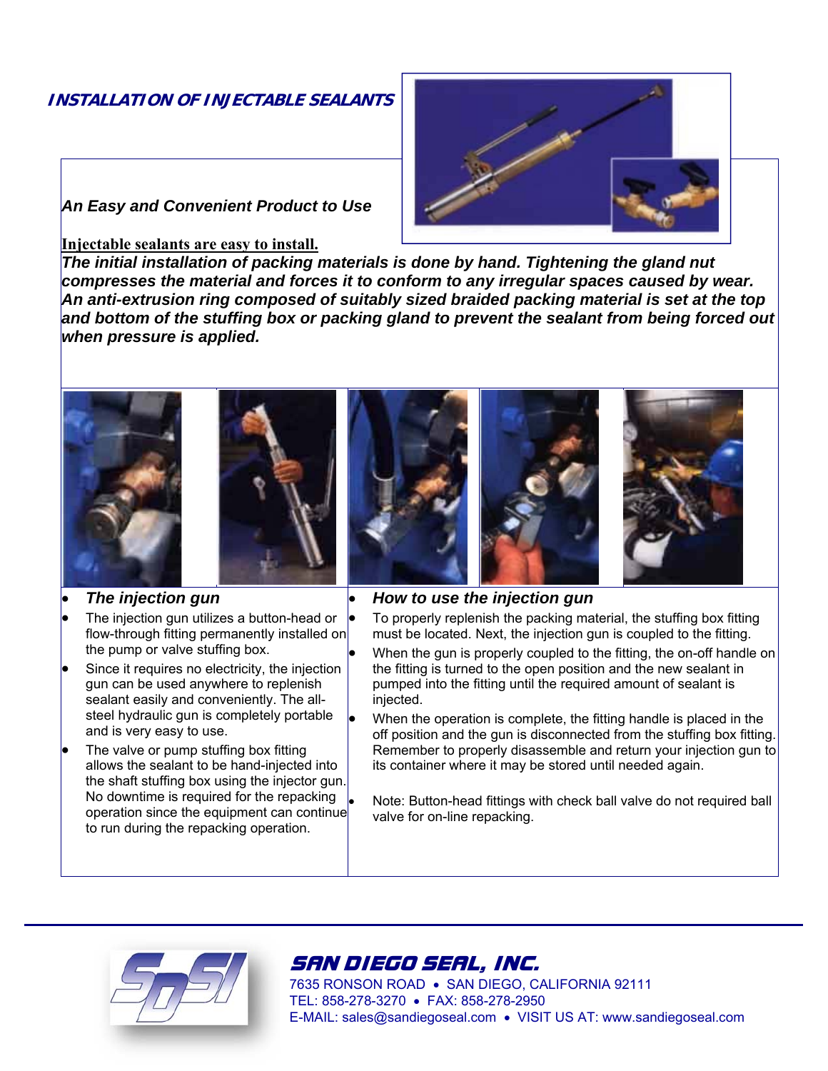# INSTALLATION OF INJECTABLE SEALANTS

### *An Easy and Convenient Product to Use*

**Injectable sealants are easy to install.**

***The initial installation of packing materials is done by hand. Tightening the gland nut compresses the material and forces it to conform to any irregular spaces caused by wear. An anti-extrusion ring composed of suitably sized braided packing material is set at the top and bottom of the stuffing box or packing gland to prevent the sealant from being forced out when pressure is applied.***

- ***The injection gun***
- The injection gun utilizes a button-head or flow-through fitting permanently installed on the pump or valve stuffing box.
- Since it requires no electricity, the injection gun can be used anywhere to replenish sealant easily and conveniently. The all-steel hydraulic gun is completely portable and is very easy to use.
- The valve or pump stuffing box fitting allows the sealant to be hand-injected into the shaft stuffing box using the injector gun. No downtime is required for the repacking operation since the equipment can continue to run during the repacking operation.

- ***How to use the injection gun***
- To properly replenish the packing material, the stuffing box fitting must be located. Next, the injection gun is coupled to the fitting.
- When the gun is properly coupled to the fitting, the on-off handle on the fitting is turned to the open position and the new sealant in pumped into the fitting until the required amount of sealant is injected.
- When the operation is complete, the fitting handle is placed in the off position and the gun is disconnected from the stuffing box fitting. Remember to properly disassemble and return your injection gun to its container where it may be stored until needed again.
- Note: Button-head fittings with check ball valve do not required ball valve for on-line repacking.

**SAN DIEGO SEAL, INC.**
7635 RONSON ROAD • SAN DIEGO, CALIFORNIA 92111
TEL: 858-278-3270 • FAX: 858-278-2950
E-MAIL: sales@sandiegoseal.com • VISIT US AT: www.sandiegoseal.com